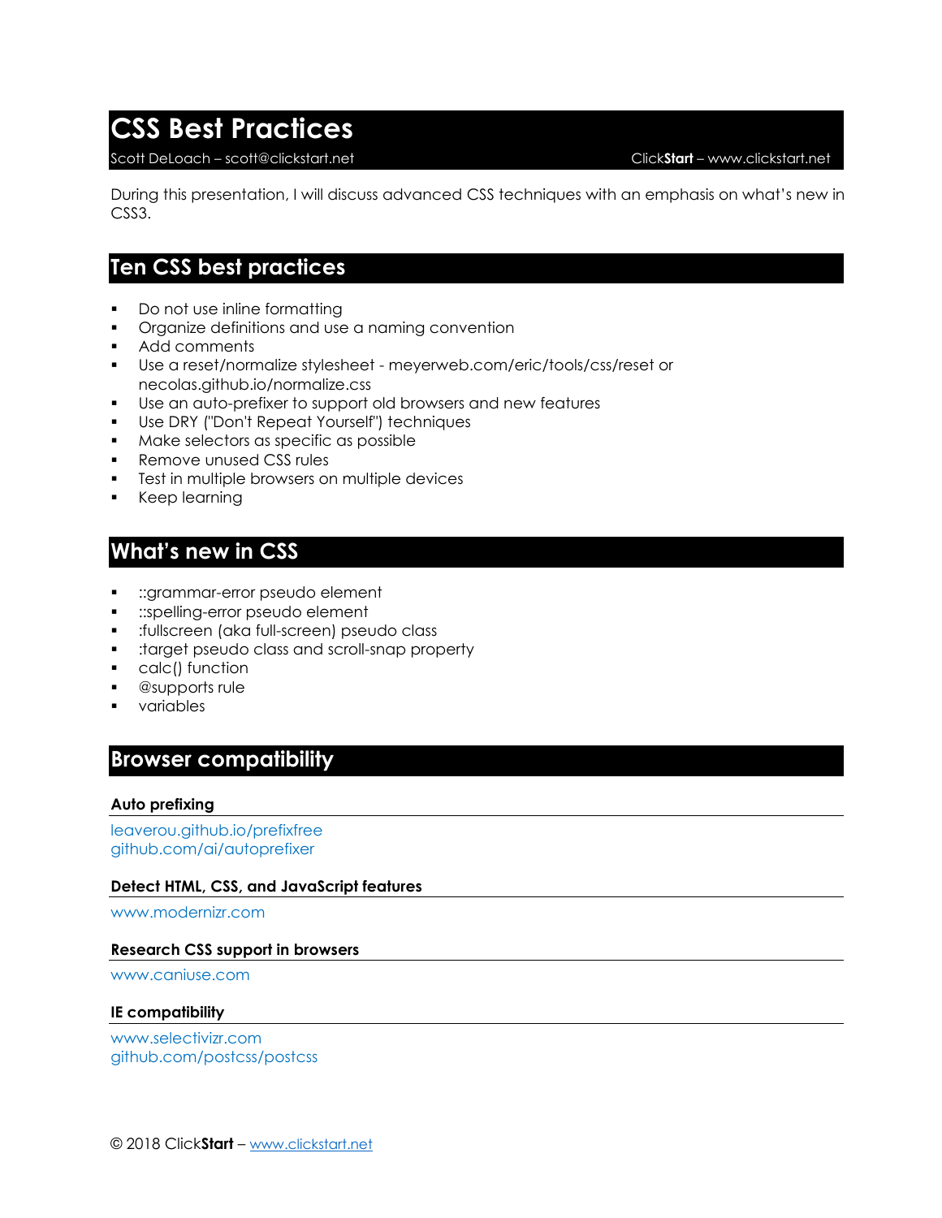# CSS Best Practices

Scott DeLoach – scott@clickstart.net ClickStart – www.clickstart.net

During this presentation, I will discuss advanced CSS techniques with an emphasis on what's new in CSS3.

## Ten CSS best practices

- Do not use inline formatting
- Organize definitions and use a naming convention
- Add comments
- Use a reset/normalize stylesheet - meyerweb.com/eric/tools/css/reset or necolas.github.io/normalize.css
- Use an auto-prefixer to support old browsers and new features
- Use DRY ("Don't Repeat Yourself") techniques
- Make selectors as specific as possible
- Remove unused CSS rules
- Test in multiple browsers on multiple devices
- Keep learning

## What's new in CSS

- ::grammar-error pseudo element
- ::spelling-error pseudo element
- :fullscreen (aka full-screen) pseudo class
- :target pseudo class and scroll-snap property
- calc() function
- @supports rule
- variables

## Browser compatibility

### Auto prefixing

leaverou.github.io/prefixfree
github.com/ai/autoprefixer

### Detect HTML, CSS, and JavaScript features

www.modernizr.com

### Research CSS support in browsers

www.caniuse.com

### IE compatibility

www.selectivizr.com
github.com/postcss/postcss

© 2018 ClickStart – www.clickstart.net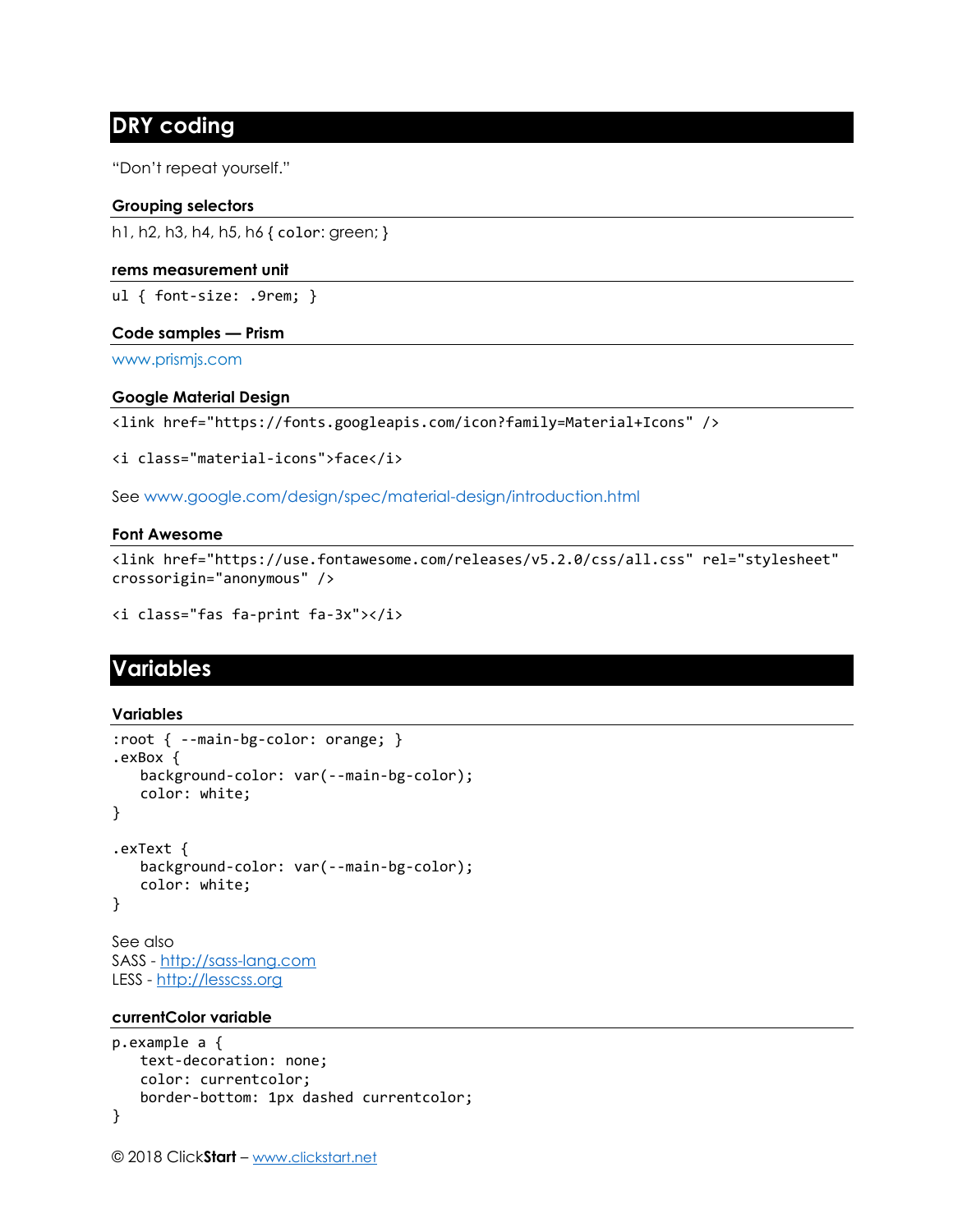## DRY coding

"Don't repeat yourself."

### Grouping selectors

h1, h2, h3, h4, h5, h6 { `color`: green; }

### rems measurement unit

```
ul { font-size: .9rem; }
```

### Code samples — Prism

www.prismjs.com

### Google Material Design

```
<link href="https://fonts.googleapis.com/icon?family=Material+Icons" />

<i class="material-icons">face</i>
```

See www.google.com/design/spec/material-design/introduction.html

### Font Awesome

```
<link href="https://use.fontawesome.com/releases/v5.2.0/css/all.css" rel="stylesheet"
crossorigin="anonymous" />

<i class="fas fa-print fa-3x"></i>
```

## Variables

### Variables

```
:root { --main-bg-color: orange; }
.exBox {
   background-color: var(--main-bg-color);
   color: white;
}

.exText {
   background-color: var(--main-bg-color);
   color: white;
}
```

See also
SASS - http://sass-lang.com
LESS - http://lesscss.org

### currentColor variable

```
p.example a {
   text-decoration: none;
   color: currentcolor;
   border-bottom: 1px dashed currentcolor;
}
```

© 2018 Click**Start** – www.clickstart.net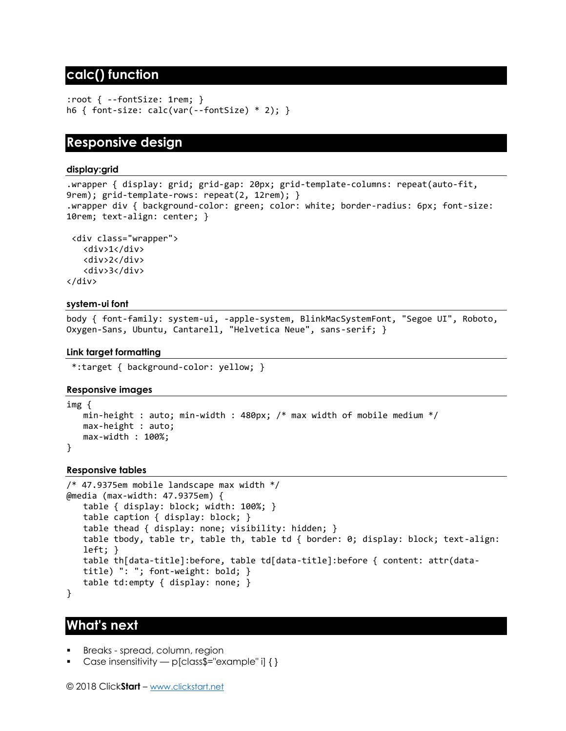## calc() function

```
:root { --fontSize: 1rem; }
h6 { font-size: calc(var(--fontSize) * 2); }
```

## Responsive design

### display:grid

```
.wrapper { display: grid; grid-gap: 20px; grid-template-columns: repeat(auto-fit, 9rem); grid-template-rows: repeat(2, 12rem); }
.wrapper div { background-color: green; color: white; border-radius: 6px; font-size: 10rem; text-align: center; }

 <div class="wrapper">
   <div>1</div>
   <div>2</div>
   <div>3</div>
</div>
```

### system-ui font

```
body { font-family: system-ui, -apple-system, BlinkMacSystemFont, "Segoe UI", Roboto, Oxygen-Sans, Ubuntu, Cantarell, "Helvetica Neue", sans-serif; }
```

### Link target formatting

```
 *:target { background-color: yellow; }
```

### Responsive images

```
img {
   min-height : auto; min-width : 480px; /* max width of mobile medium */
   max-height : auto;
   max-width : 100%;
}
```

### Responsive tables

```
/* 47.9375em mobile landscape max width */
@media (max-width: 47.9375em) {
   table { display: block; width: 100%; }
   table caption { display: block; }
   table thead { display: none; visibility: hidden; }
   table tbody, table tr, table th, table td { border: 0; display: block; text-align: left; }
   table th[data-title]:before, table td[data-title]:before { content: attr(data-title) ": "; font-weight: bold; }
   table td:empty { display: none; }
}
```

## What's next

- Breaks - spread, column, region
- Case insensitivity — p[class$="example" i] { }

© 2018 Click**Start** – www.clickstart.net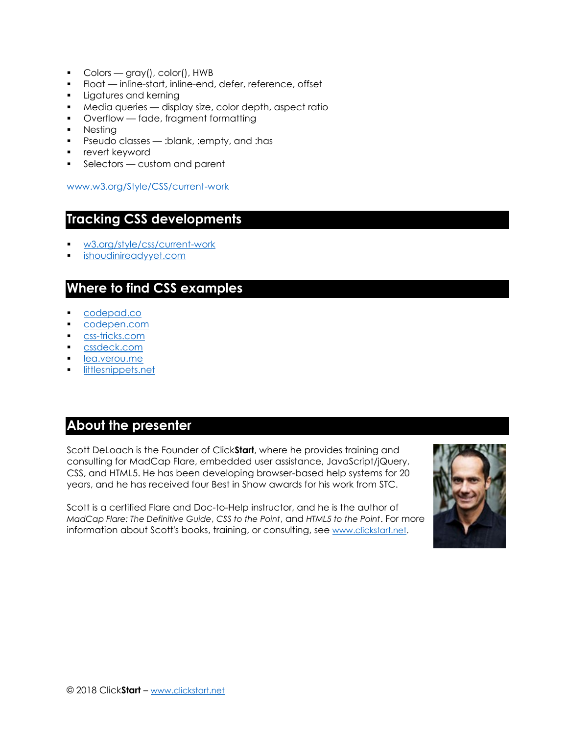- Colors — gray(), color(), HWB
- Float — inline-start, inline-end, defer, reference, offset
- Ligatures and kerning
- Media queries — display size, color depth, aspect ratio
- Overflow — fade, fragment formatting
- Nesting
- Pseudo classes — :blank, :empty, and :has
- revert keyword
- Selectors — custom and parent

www.w3.org/Style/CSS/current-work

## Tracking CSS developments

- w3.org/style/css/current-work
- ishoudinireadyyet.com

## Where to find CSS examples

- codepad.co
- codepen.com
- css-tricks.com
- cssdeck.com
- lea.verou.me
- littlesnippets.net

## About the presenter

Scott DeLoach is the Founder of Click**Start**, where he provides training and consulting for MadCap Flare, embedded user assistance, JavaScript/jQuery, CSS, and HTML5. He has been developing browser-based help systems for 20 years, and he has received four Best in Show awards for his work from STC.

Scott is a certified Flare and Doc-to-Help instructor, and he is the author of *MadCap Flare: The Definitive Guide*, *CSS to the Point*, and *HTML5 to the Point*. For more information about Scott's books, training, or consulting, see www.clickstart.net.

© 2018 Click**Start** – www.clickstart.net